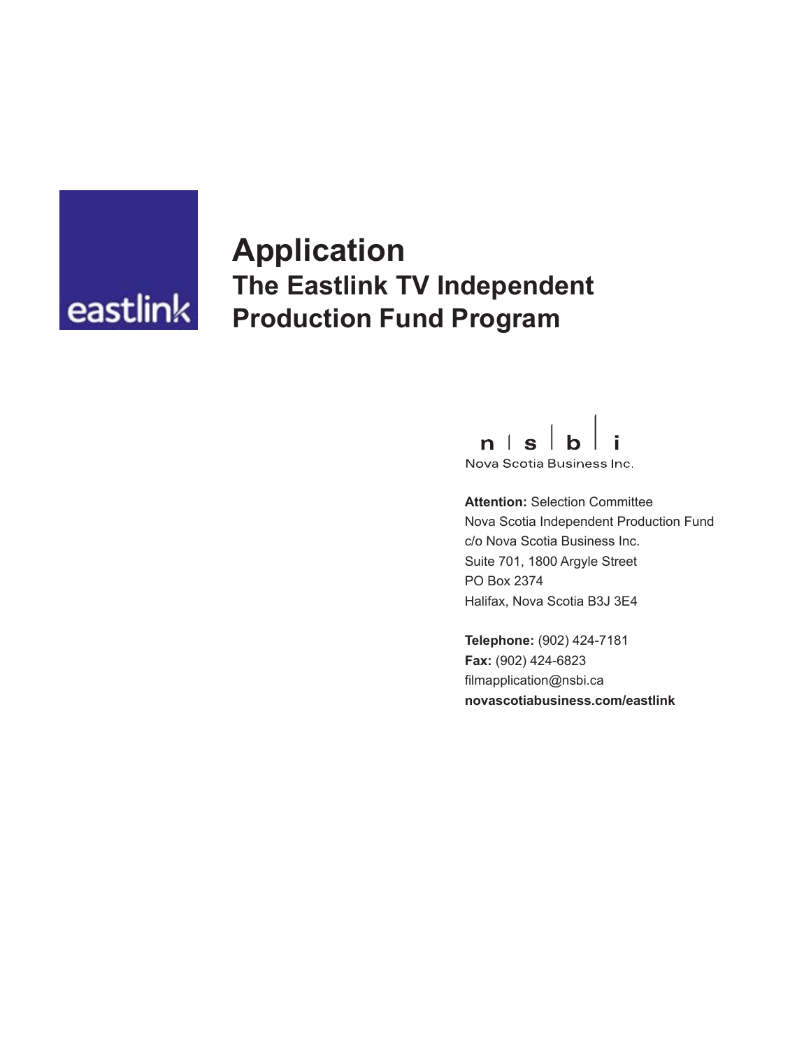eastlink

# Application

## The Eastlink TV Independent Production Fund Program

n | s | b | i

Nova Scotia Business Inc.

**Attention:** Selection Committee
Nova Scotia Independent Production Fund
c/o Nova Scotia Business Inc.
Suite 701, 1800 Argyle Street
PO Box 2374
Halifax, Nova Scotia B3J 3E4

**Telephone:** (902) 424-7181
**Fax:** (902) 424-6823
filmapplication@nsbi.ca
**novascotiabusiness.com/eastlink**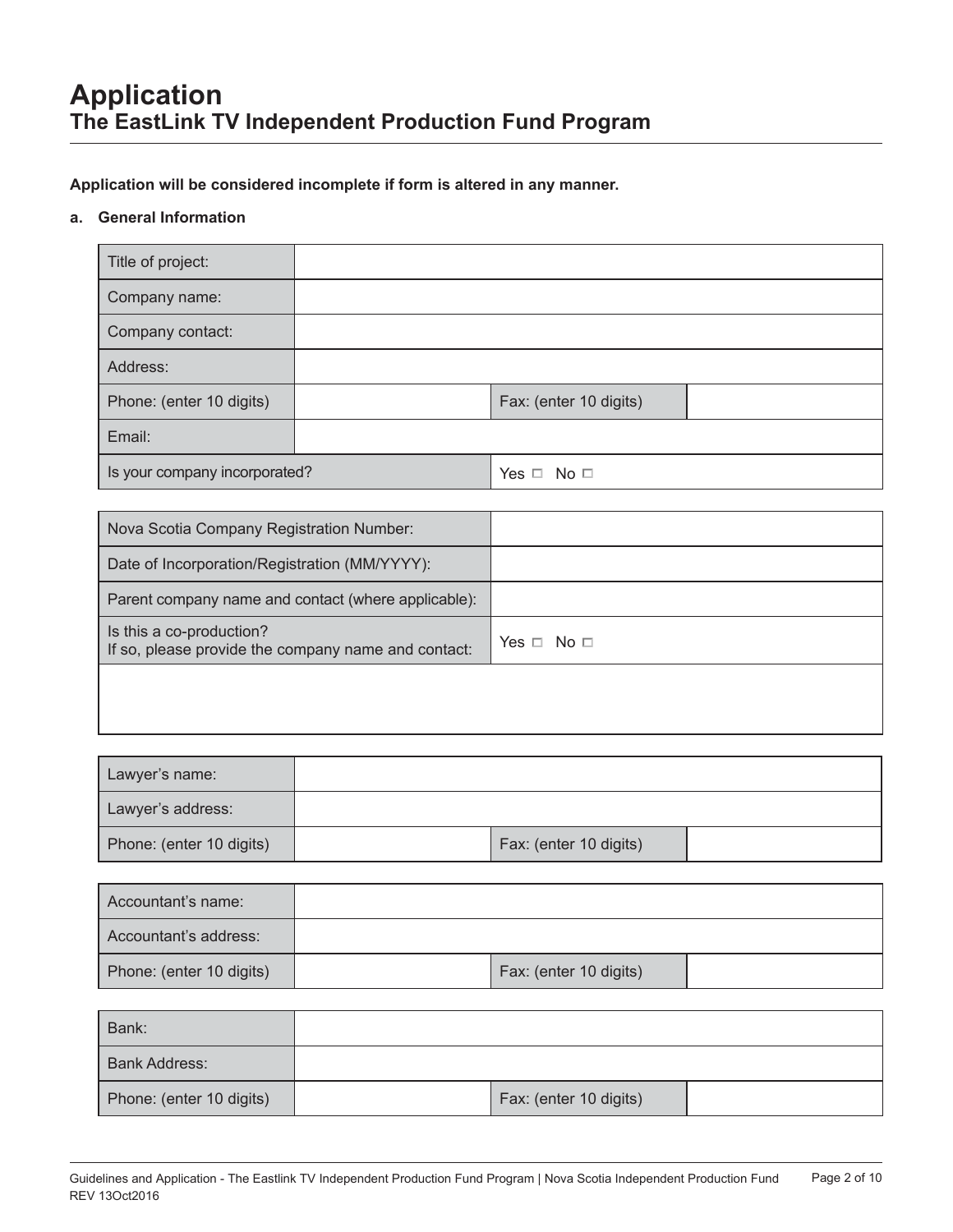# Application
## The EastLink TV Independent Production Fund Program

**Application will be considered incomplete if form is altered in any manner.**

**a. General Information**

| | | | |
|---|---|---|---|
| Title of project: | | | |
| Company name: | | | |
| Company contact: | | | |
| Address: | | | |
| Phone: (enter 10 digits) | | Fax: (enter 10 digits) | |
| Email: | | | |
| Is your company incorporated? | | Yes ☐ No ☐ | |

| | |
|---|---|
| Nova Scotia Company Registration Number: | |
| Date of Incorporation/Registration (MM/YYYY): | |
| Parent company name and contact (where applicable): | |
| Is this a co-production? If so, please provide the company name and contact: | Yes ☐ No ☐ |
| | |

| | | | |
|---|---|---|---|
| Lawyer's name: | | | |
| Lawyer's address: | | | |
| Phone: (enter 10 digits) | | Fax: (enter 10 digits) | |

| | | | |
|---|---|---|---|
| Accountant's name: | | | |
| Accountant's address: | | | |
| Phone: (enter 10 digits) | | Fax: (enter 10 digits) | |

| | | | |
|---|---|---|---|
| Bank: | | | |
| Bank Address: | | | |
| Phone: (enter 10 digits) | | Fax: (enter 10 digits) | |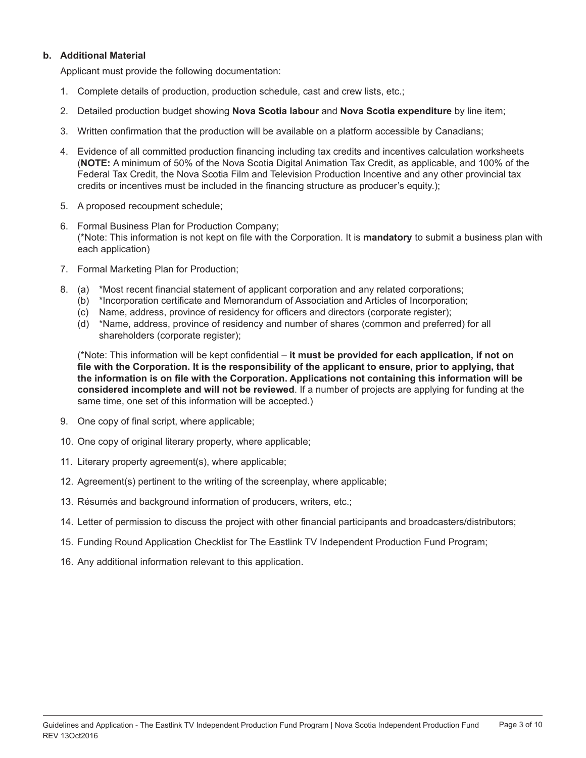**b. Additional Material**

Applicant must provide the following documentation:

1. Complete details of production, production schedule, cast and crew lists, etc.;
2. Detailed production budget showing **Nova Scotia labour** and **Nova Scotia expenditure** by line item;
3. Written confirmation that the production will be available on a platform accessible by Canadians;
4. Evidence of all committed production financing including tax credits and incentives calculation worksheets (**NOTE:** A minimum of 50% of the Nova Scotia Digital Animation Tax Credit, as applicable, and 100% of the Federal Tax Credit, the Nova Scotia Film and Television Production Incentive and any other provincial tax credits or incentives must be included in the financing structure as producer's equity.);
5. A proposed recoupment schedule;
6. Formal Business Plan for Production Company;
   (*Note: This information is not kept on file with the Corporation. It is **mandatory** to submit a business plan with each application)
7. Formal Marketing Plan for Production;
8. (a) *Most recent financial statement of applicant corporation and any related corporations;
   (b) *Incorporation certificate and Memorandum of Association and Articles of Incorporation;
   (c) Name, address, province of residency for officers and directors (corporate register);
   (d) *Name, address, province of residency and number of shares (common and preferred) for all shareholders (corporate register);

   (*Note: This information will be kept confidential – **it must be provided for each application, if not on file with the Corporation. It is the responsibility of the applicant to ensure, prior to applying, that the information is on file with the Corporation. Applications not containing this information will be considered incomplete and will not be reviewed**. If a number of projects are applying for funding at the same time, one set of this information will be accepted.)
9. One copy of final script, where applicable;
10. One copy of original literary property, where applicable;
11. Literary property agreement(s), where applicable;
12. Agreement(s) pertinent to the writing of the screenplay, where applicable;
13. Résumés and background information of producers, writers, etc.;
14. Letter of permission to discuss the project with other financial participants and broadcasters/distributors;
15. Funding Round Application Checklist for The Eastlink TV Independent Production Fund Program;
16. Any additional information relevant to this application.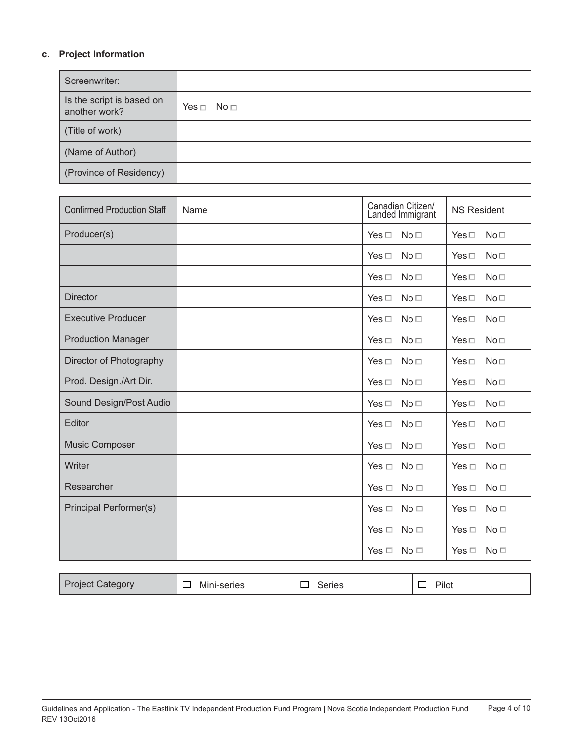### c. Project Information

| Screenwriter: | |
|---|---|
| Is the script is based on another work? | Yes ☐ No ☐ |
| (Title of work) | |
| (Name of Author) | |
| (Province of Residency) | |

| Confirmed Production Staff | Name | Canadian Citizen/ Landed Immigrant | NS Resident |
|---|---|---|---|
| Producer(s) | | Yes ☐ No ☐ | Yes ☐ No ☐ |
| | | Yes ☐ No ☐ | Yes ☐ No ☐ |
| | | Yes ☐ No ☐ | Yes ☐ No ☐ |
| Director | | Yes ☐ No ☐ | Yes ☐ No ☐ |
| Executive Producer | | Yes ☐ No ☐ | Yes ☐ No ☐ |
| Production Manager | | Yes ☐ No ☐ | Yes ☐ No ☐ |
| Director of Photography | | Yes ☐ No ☐ | Yes ☐ No ☐ |
| Prod. Design./Art Dir. | | Yes ☐ No ☐ | Yes ☐ No ☐ |
| Sound Design/Post Audio | | Yes ☐ No ☐ | Yes ☐ No ☐ |
| Editor | | Yes ☐ No ☐ | Yes ☐ No ☐ |
| Music Composer | | Yes ☐ No ☐ | Yes ☐ No ☐ |
| Writer | | Yes ☐ No ☐ | Yes ☐ No ☐ |
| Researcher | | Yes ☐ No ☐ | Yes ☐ No ☐ |
| Principal Performer(s) | | Yes ☐ No ☐ | Yes ☐ No ☐ |
| | | Yes ☐ No ☐ | Yes ☐ No ☐ |
| | | Yes ☐ No ☐ | Yes ☐ No ☐ |

| Project Category | ☐ Mini-series | ☐ Series | ☐ Pilot |
|---|---|---|---|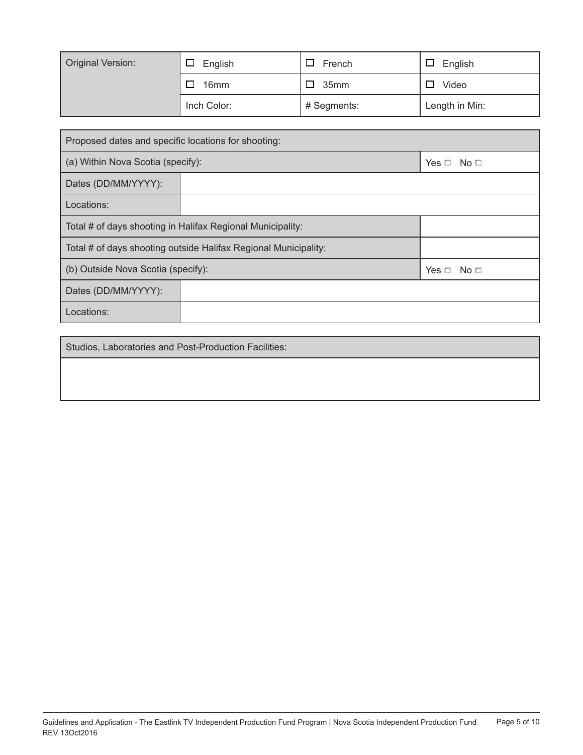| Original Version: | ☐ English | ☐ French | ☐ English |
|---|---|---|---|
| | ☐ 16mm | ☐ 35mm | ☐ Video |
| | Inch Color: | # Segments: | Length in Min: |

| Proposed dates and specific locations for shooting: | | |
|---|---|---|
| (a) Within Nova Scotia (specify): | | Yes ☐ No ☐ |
| Dates (DD/MM/YYYY): | | |
| Locations: | | |
| Total # of days shooting in Halifax Regional Municipality: | | |
| Total # of days shooting outside Halifax Regional Municipality: | | |
| (b) Outside Nova Scotia (specify): | | Yes ☐ No ☐ |
| Dates (DD/MM/YYYY): | | |
| Locations: | | |

| Studios, Laboratories and Post-Production Facilities: |
|---|
| |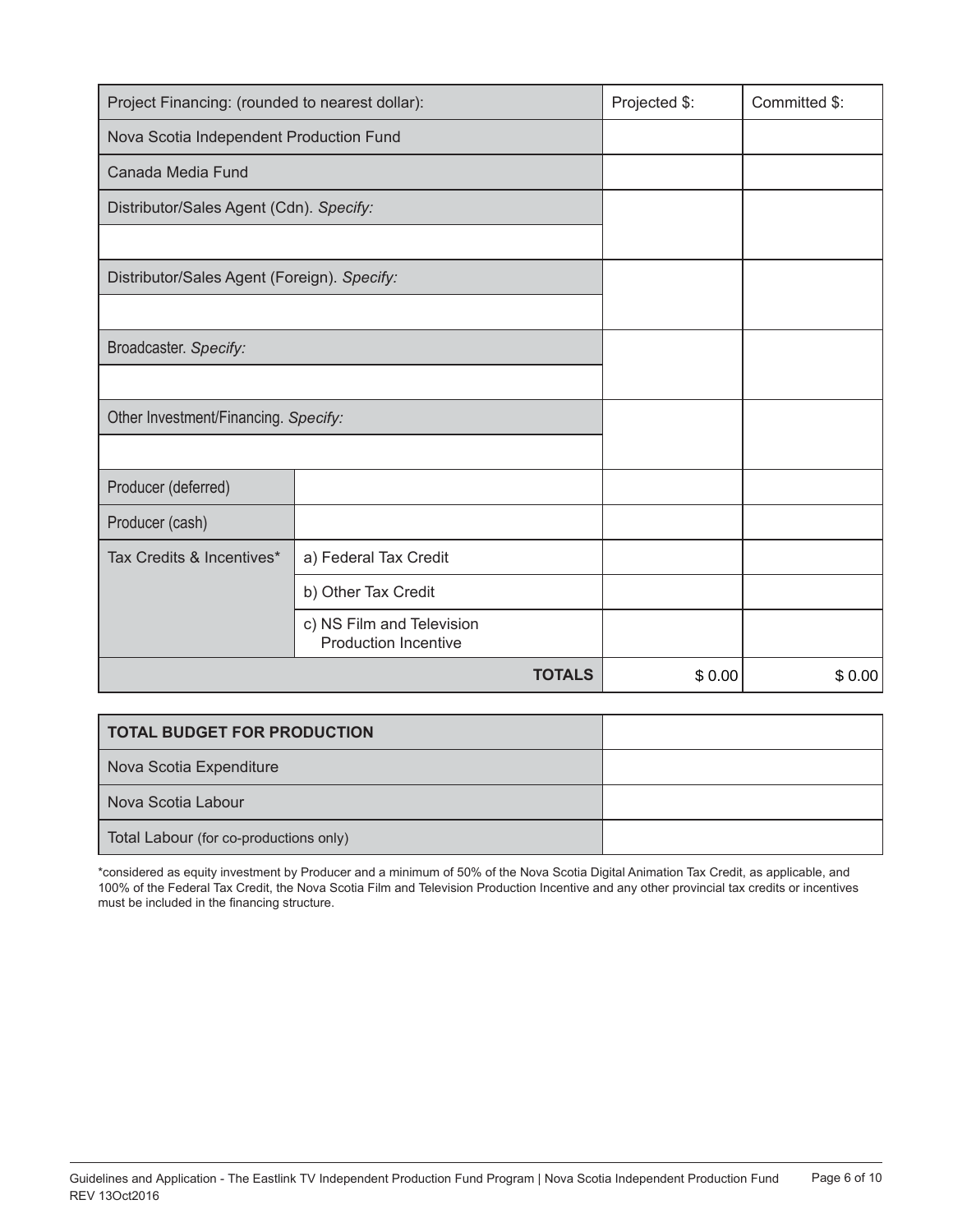| Project Financing: (rounded to nearest dollar): | | Projected $: | Committed $: |
|---|---|---|---|
| Nova Scotia Independent Production Fund | | | |
| Canada Media Fund | | | |
| Distributor/Sales Agent (Cdn). *Specify:* | | | |
| Distributor/Sales Agent (Foreign). *Specify:* | | | |
| Broadcaster. *Specify:* | | | |
| Other Investment/Financing. *Specify:* | | | |
| Producer (deferred) | | | |
| Producer (cash) | | | |
| Tax Credits & Incentives* | a) Federal Tax Credit | | |
| | b) Other Tax Credit | | |
| | c) NS Film and Television Production Incentive | | |
| | **TOTALS** | $ 0.00 | $ 0.00 |

| **TOTAL BUDGET FOR PRODUCTION** | |
|---|---|
| Nova Scotia Expenditure | |
| Nova Scotia Labour | |
| Total Labour (for co-productions only) | |

*considered as equity investment by Producer and a minimum of 50% of the Nova Scotia Digital Animation Tax Credit, as applicable, and 100% of the Federal Tax Credit, the Nova Scotia Film and Television Production Incentive and any other provincial tax credits or incentives must be included in the financing structure.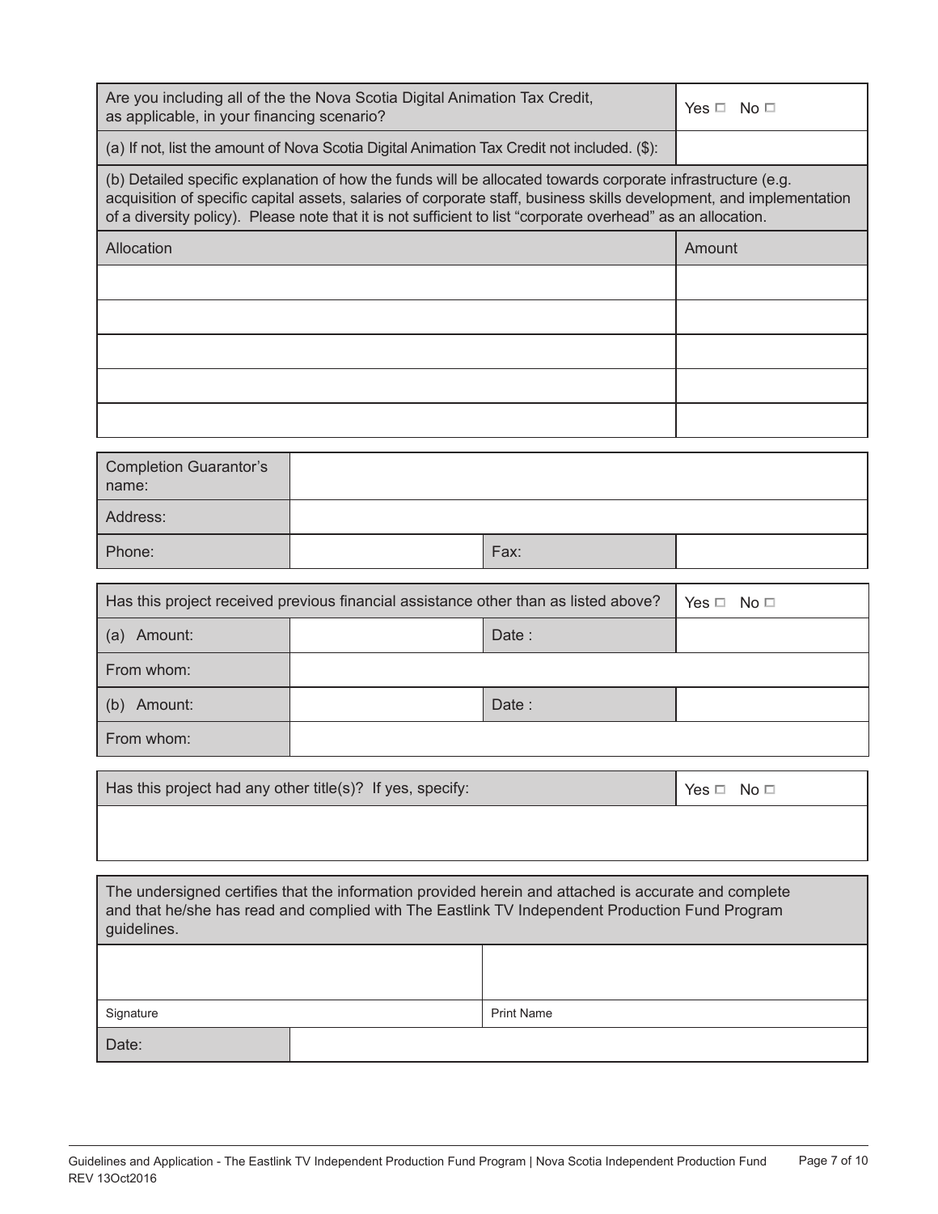| Are you including all of the the Nova Scotia Digital Animation Tax Credit, as applicable, in your financing scenario? | Yes ☐ No ☐ |
|---|---|
| (a) If not, list the amount of Nova Scotia Digital Animation Tax Credit not included. ($): | |

(b) Detailed specific explanation of how the funds will be allocated towards corporate infrastructure (e.g. acquisition of specific capital assets, salaries of corporate staff, business skills development, and implementation of a diversity policy). Please note that it is not sufficient to list "corporate overhead" as an allocation.

| Allocation | Amount |
|---|---|
| | |
| | |
| | |
| | |
| | |

| Completion Guarantor's name: | | | |
|---|---|---|---|
| Address: | | | |
| Phone: | | Fax: | |

| Has this project received previous financial assistance other than as listed above? | | | Yes ☐ No ☐ |
|---|---|---|---|
| (a) Amount: | | Date : | |
| From whom: | | | |
| (b) Amount: | | Date : | |
| From whom: | | | |

| Has this project had any other title(s)? If yes, specify: | Yes ☐ No ☐ |
|---|---|
| | |

The undersigned certifies that the information provided herein and attached is accurate and complete and that he/she has read and complied with The Eastlink TV Independent Production Fund Program guidelines.

| | |
|---|---|
| Signature | Print Name |
| Date: | |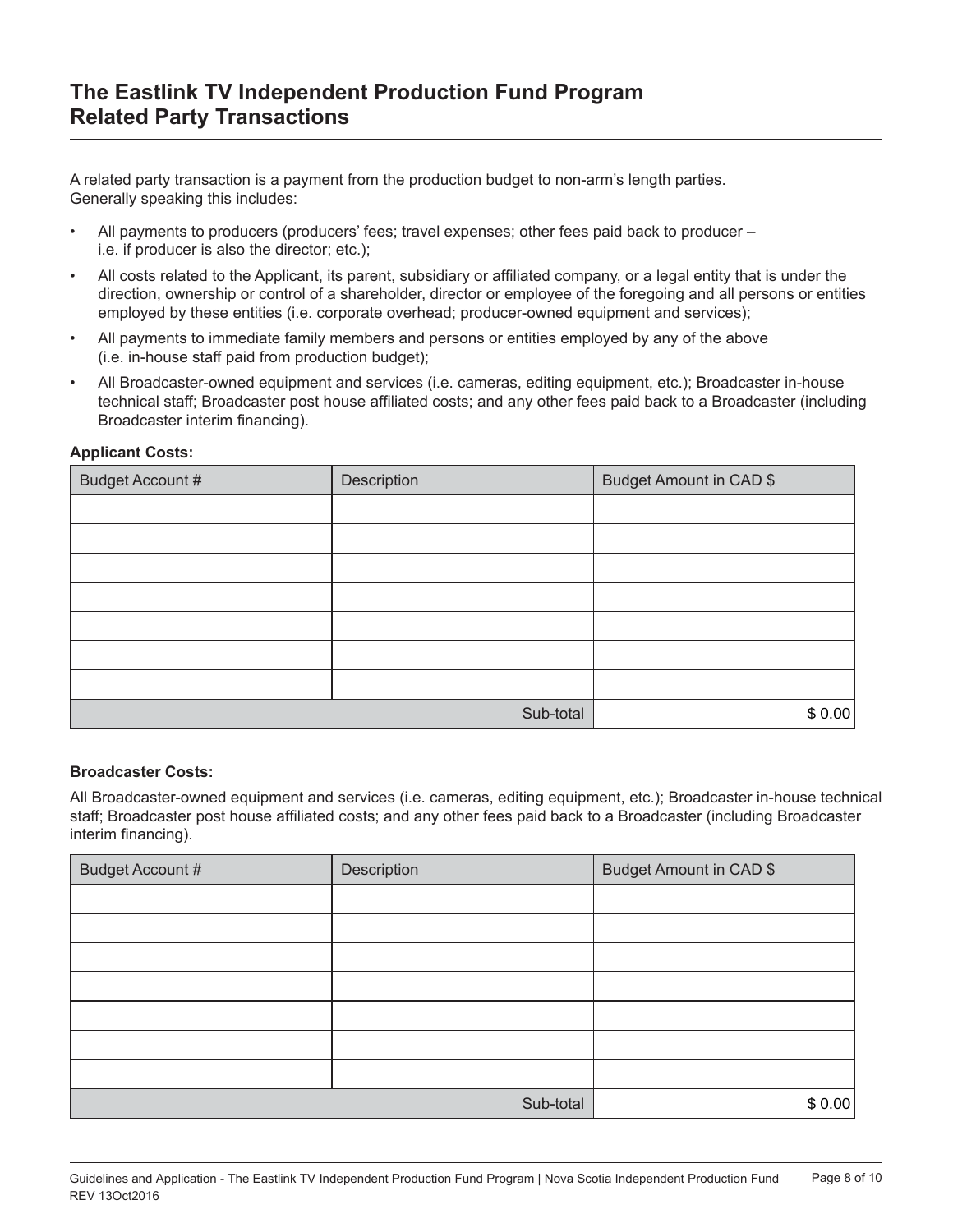# The Eastlink TV Independent Production Fund Program
# Related Party Transactions

A related party transaction is a payment from the production budget to non-arm's length parties. Generally speaking this includes:

- All payments to producers (producers' fees; travel expenses; other fees paid back to producer – i.e. if producer is also the director; etc.);
- All costs related to the Applicant, its parent, subsidiary or affiliated company, or a legal entity that is under the direction, ownership or control of a shareholder, director or employee of the foregoing and all persons or entities employed by these entities (i.e. corporate overhead; producer-owned equipment and services);
- All payments to immediate family members and persons or entities employed by any of the above (i.e. in-house staff paid from production budget);
- All Broadcaster-owned equipment and services (i.e. cameras, editing equipment, etc.); Broadcaster in-house technical staff; Broadcaster post house affiliated costs; and any other fees paid back to a Broadcaster (including Broadcaster interim financing).

**Applicant Costs:**

| Budget Account # | Description | Budget Amount in CAD $ |
|---|---|---|
| | | |
| | | |
| | | |
| | | |
| | | |
| | | |
| | | |
| | Sub-total | $ 0.00 |

**Broadcaster Costs:**

All Broadcaster-owned equipment and services (i.e. cameras, editing equipment, etc.); Broadcaster in-house technical staff; Broadcaster post house affiliated costs; and any other fees paid back to a Broadcaster (including Broadcaster interim financing).

| Budget Account # | Description | Budget Amount in CAD $ |
|---|---|---|
| | | |
| | | |
| | | |
| | | |
| | | |
| | | |
| | | |
| | Sub-total | $ 0.00 |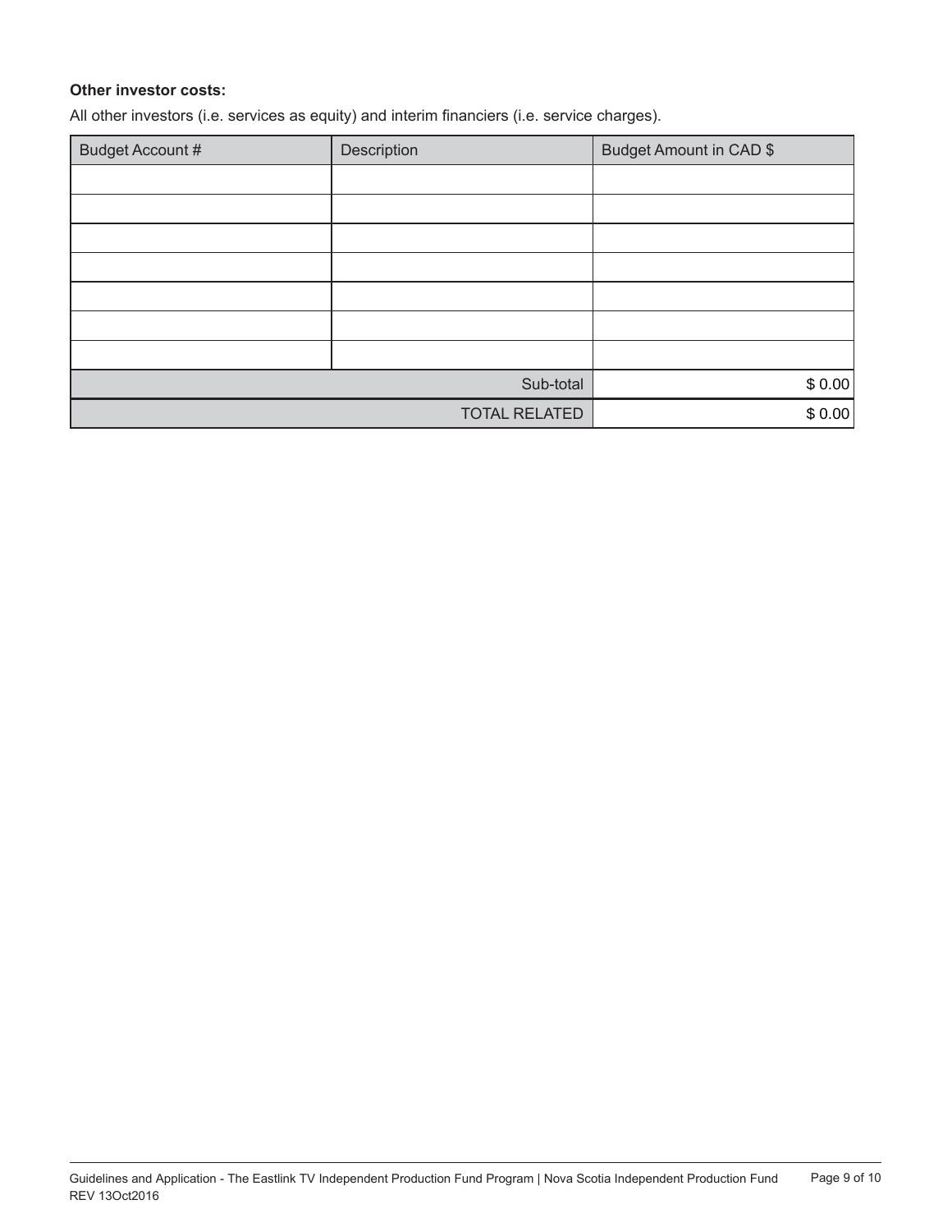**Other investor costs:**

All other investors (i.e. services as equity) and interim financiers (i.e. service charges).

| Budget Account # | Description | Budget Amount in CAD $ |
| --- | --- | --- |
| | | |
| | | |
| | | |
| | | |
| | | |
| | | |
| | | |
| | Sub-total | $ 0.00 |
| | TOTAL RELATED | $ 0.00 |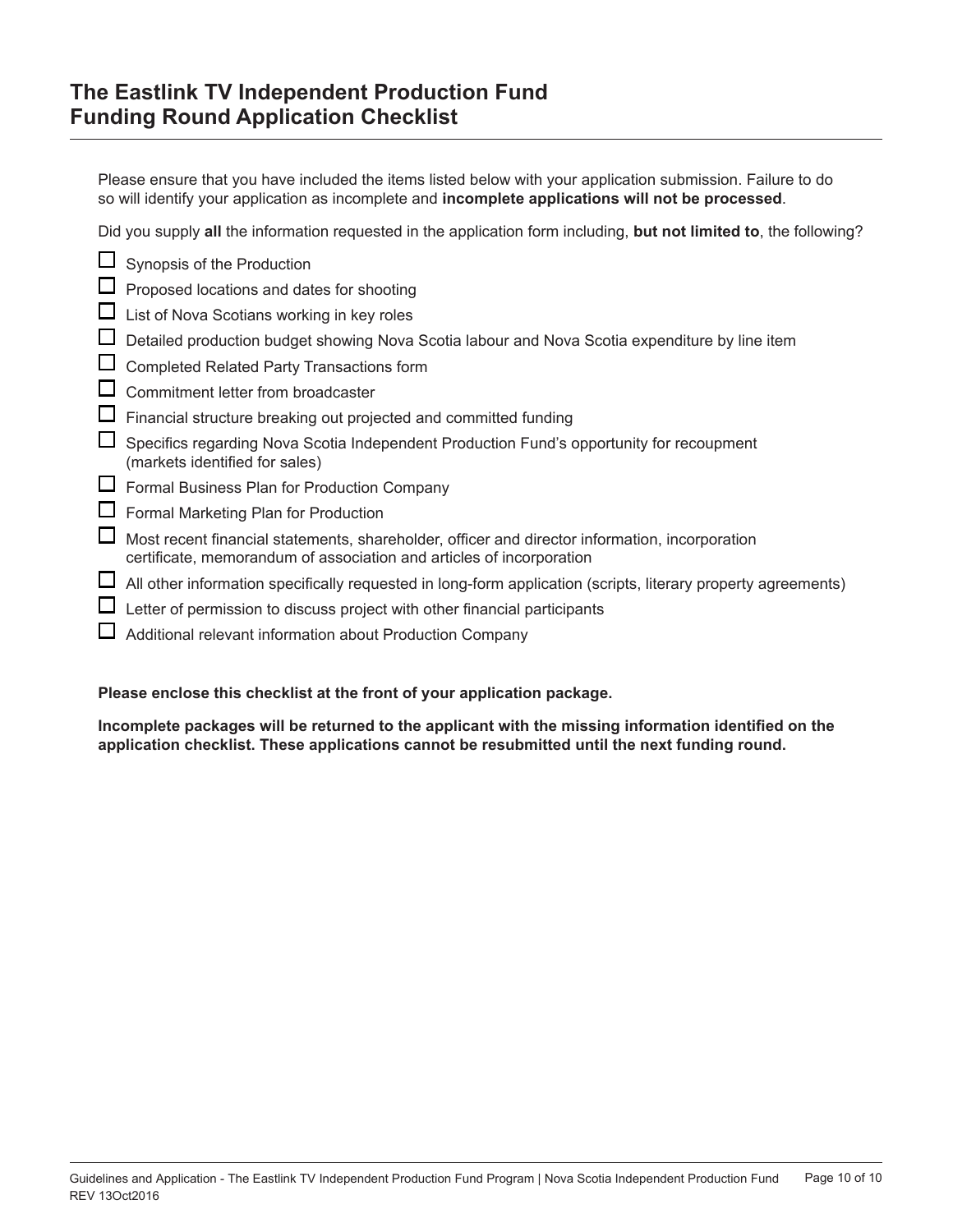# The Eastlink TV Independent Production Fund
# Funding Round Application Checklist

Please ensure that you have included the items listed below with your application submission. Failure to do so will identify your application as incomplete and **incomplete applications will not be processed**.

Did you supply **all** the information requested in the application form including, **but not limited to**, the following?

- ☐ Synopsis of the Production
- ☐ Proposed locations and dates for shooting
- ☐ List of Nova Scotians working in key roles
- ☐ Detailed production budget showing Nova Scotia labour and Nova Scotia expenditure by line item
- ☐ Completed Related Party Transactions form
- ☐ Commitment letter from broadcaster
- ☐ Financial structure breaking out projected and committed funding
- ☐ Specifics regarding Nova Scotia Independent Production Fund's opportunity for recoupment (markets identified for sales)
- ☐ Formal Business Plan for Production Company
- ☐ Formal Marketing Plan for Production
- ☐ Most recent financial statements, shareholder, officer and director information, incorporation certificate, memorandum of association and articles of incorporation
- ☐ All other information specifically requested in long-form application (scripts, literary property agreements)
- ☐ Letter of permission to discuss project with other financial participants
- ☐ Additional relevant information about Production Company

**Please enclose this checklist at the front of your application package.**

**Incomplete packages will be returned to the applicant with the missing information identified on the application checklist. These applications cannot be resubmitted until the next funding round.**